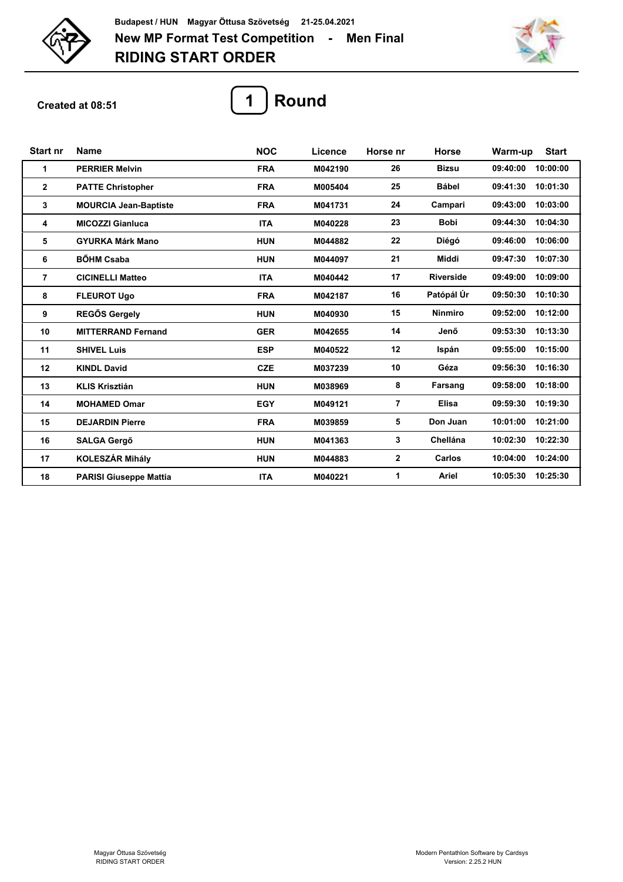Budapest / HUN Magyar Öttusa Szövetség 21-25.04.2021

# New MP Format Test Competition - Men Final

# RIDING START ORDER

**Created at 08:51**

## 1 Round

| Start nr | Name | NOC | Licence | Horse nr | Horse | Warm-up | Start |
|---|---|---|---|---|---|---|---|
| 1 | PERRIER Melvin | FRA | M042190 | 26 | Bizsu | 09:40:00 | 10:00:00 |
| 2 | PATTE Christopher | FRA | M005404 | 25 | Bábel | 09:41:30 | 10:01:30 |
| 3 | MOURCIA Jean-Baptiste | FRA | M041731 | 24 | Campari | 09:43:00 | 10:03:00 |
| 4 | MICOZZI Gianluca | ITA | M040228 | 23 | Bobi | 09:44:30 | 10:04:30 |
| 5 | GYURKA Márk Mano | HUN | M044882 | 22 | Diégó | 09:46:00 | 10:06:00 |
| 6 | BŐHM Csaba | HUN | M044097 | 21 | Middi | 09:47:30 | 10:07:30 |
| 7 | CICINELLI Matteo | ITA | M040442 | 17 | Riverside | 09:49:00 | 10:09:00 |
| 8 | FLEUROT Ugo | FRA | M042187 | 16 | Patópál Úr | 09:50:30 | 10:10:30 |
| 9 | REGŐS Gergely | HUN | M040930 | 15 | Ninmiro | 09:52:00 | 10:12:00 |
| 10 | MITTERRAND Fernand | GER | M042655 | 14 | Jenő | 09:53:30 | 10:13:30 |
| 11 | SHIVEL Luis | ESP | M040522 | 12 | Ispán | 09:55:00 | 10:15:00 |
| 12 | KINDL David | CZE | M037239 | 10 | Géza | 09:56:30 | 10:16:30 |
| 13 | KLIS Krisztián | HUN | M038969 | 8 | Farsang | 09:58:00 | 10:18:00 |
| 14 | MOHAMED Omar | EGY | M049121 | 7 | Elisa | 09:59:30 | 10:19:30 |
| 15 | DEJARDIN Pierre | FRA | M039859 | 5 | Don Juan | 10:01:00 | 10:21:00 |
| 16 | SALGA Gergő | HUN | M041363 | 3 | Chelléna | 10:02:30 | 10:22:30 |
| 17 | KOLESZÁR Mihály | HUN | M044883 | 2 | Carlos | 10:04:00 | 10:24:00 |
| 18 | PARISI Giuseppe Mattia | ITA | M040221 | 1 | Ariel | 10:05:30 | 10:25:30 |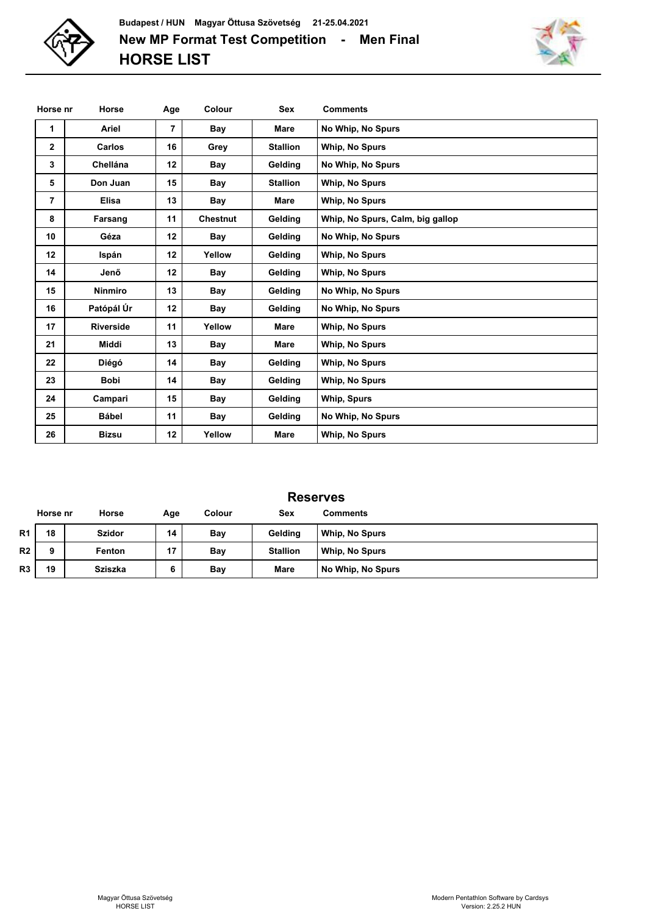Budapest / HUN Magyar Öttusa Szövetség 21-25.04.2021

# New MP Format Test Competition - Men Final

# HORSE LIST

| Horse nr | Horse | Age | Colour | Sex | Comments |
|---|---|---|---|---|---|
| 1 | Ariel | 7 | Bay | Mare | No Whip, No Spurs |
| 2 | Carlos | 16 | Grey | Stallion | Whip, No Spurs |
| 3 | Chellána | 12 | Bay | Gelding | No Whip, No Spurs |
| 5 | Don Juan | 15 | Bay | Stallion | Whip, No Spurs |
| 7 | Elisa | 13 | Bay | Mare | Whip, No Spurs |
| 8 | Farsang | 11 | Chestnut | Gelding | Whip, No Spurs, Calm, big gallop |
| 10 | Géza | 12 | Bay | Gelding | No Whip, No Spurs |
| 12 | Ispán | 12 | Yellow | Gelding | Whip, No Spurs |
| 14 | Jenő | 12 | Bay | Gelding | Whip, No Spurs |
| 15 | Ninmiro | 13 | Bay | Gelding | No Whip, No Spurs |
| 16 | Patópál Úr | 12 | Bay | Gelding | No Whip, No Spurs |
| 17 | Riverside | 11 | Yellow | Mare | Whip, No Spurs |
| 21 | Middi | 13 | Bay | Mare | Whip, No Spurs |
| 22 | Diégó | 14 | Bay | Gelding | Whip, No Spurs |
| 23 | Bobi | 14 | Bay | Gelding | Whip, No Spurs |
| 24 | Campari | 15 | Bay | Gelding | Whip, Spurs |
| 25 | Bábel | 11 | Bay | Gelding | No Whip, No Spurs |
| 26 | Bizsu | 12 | Yellow | Mare | Whip, No Spurs |

## Reserves

| | Horse nr | Horse | Age | Colour | Sex | Comments |
|---|---|---|---|---|---|---|
| R1 | 18 | Szidor | 14 | Bay | Gelding | Whip, No Spurs |
| R2 | 9 | Fenton | 17 | Bay | Stallion | Whip, No Spurs |
| R3 | 19 | Sziszka | 6 | Bay | Mare | No Whip, No Spurs |

Magyar Öttusa Szövetség
HORSE LIST

Modern Pentathlon Software by Cardsys
Version: 2.25.2 HUN